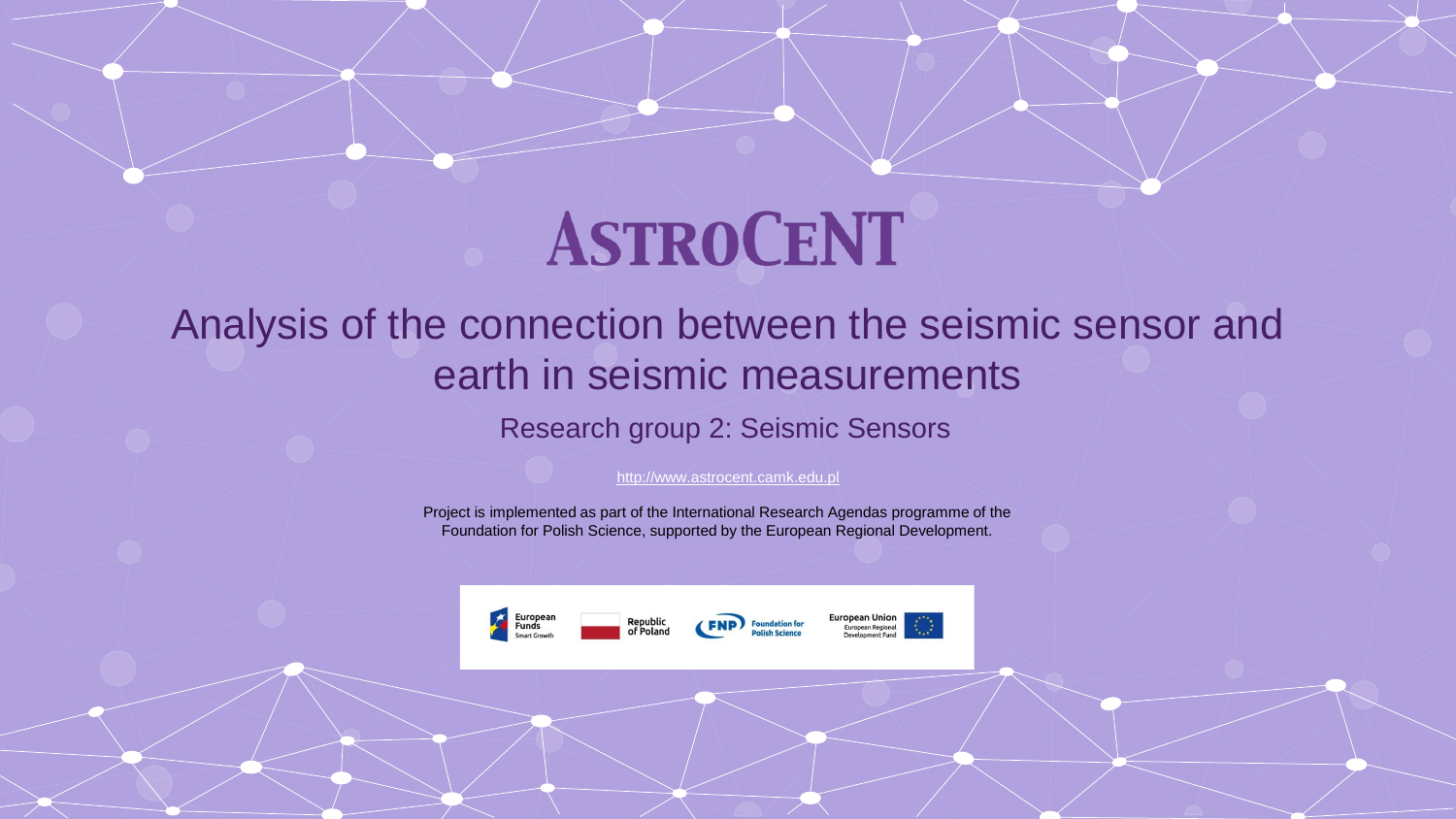# ASTROCENT

## Analysis of the connection between the seismic sensor and earth in seismic measurements

### Research group 2: Seismic Sensors

http://www.astrocent.camk.edu.pl

Project is implemented as part of the International Research Agendas programme of the Foundation for Polish Science, supported by the European Regional Development.

European Funds Smart Growth | Republic of Poland | FNP Foundation for Polish Science | European Union European Regional Development Fund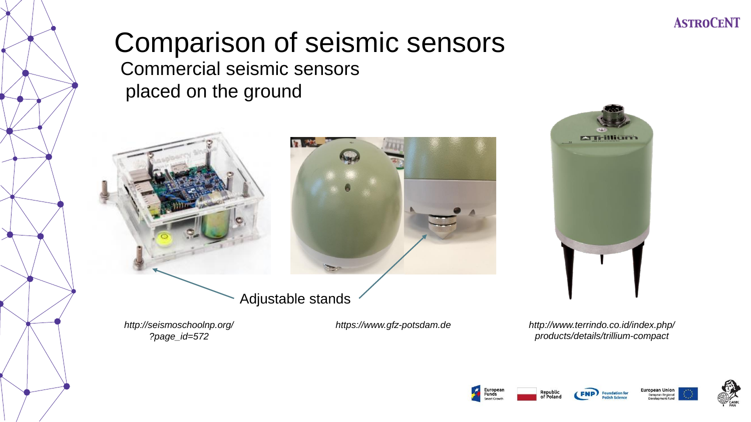# Comparison of seismic sensors

## Commercial seismic sensors placed on the ground

Adjustable stands

*http://seismoschoolnp.org/?page_id=572*

*https://www.gfz-potsdam.de*

*http://www.terrindo.co.id/index.php/products/details/trillium-compact*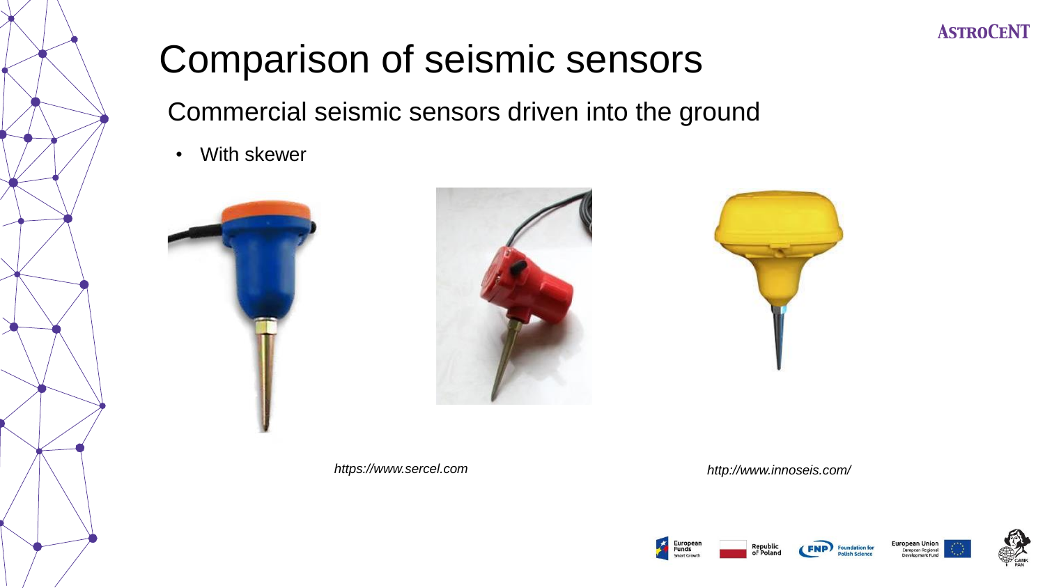# Comparison of seismic sensors

## Commercial seismic sensors driven into the ground

- With skewer

*https://www.sercel.com*

*http://www.innoseis.com/*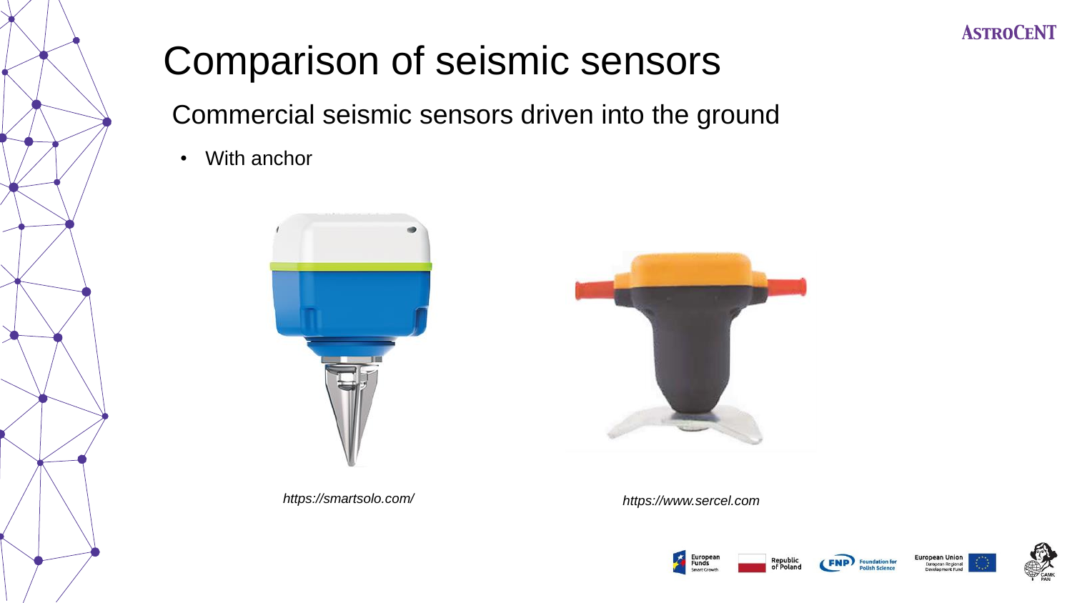# Comparison of seismic sensors

## Commercial seismic sensors driven into the ground

- With anchor

*https://smartsolo.com/*

*https://www.sercel.com*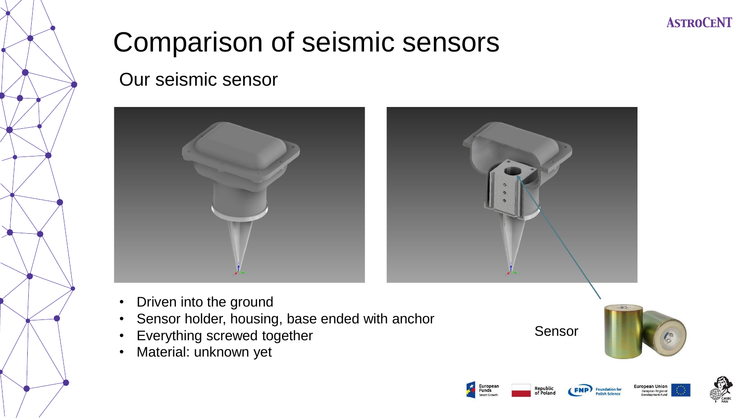# Comparison of seismic sensors

## Our seismic sensor

- Driven into the ground
- Sensor holder, housing, base ended with anchor
- Everything screwed together
- Material: unknown yet

Sensor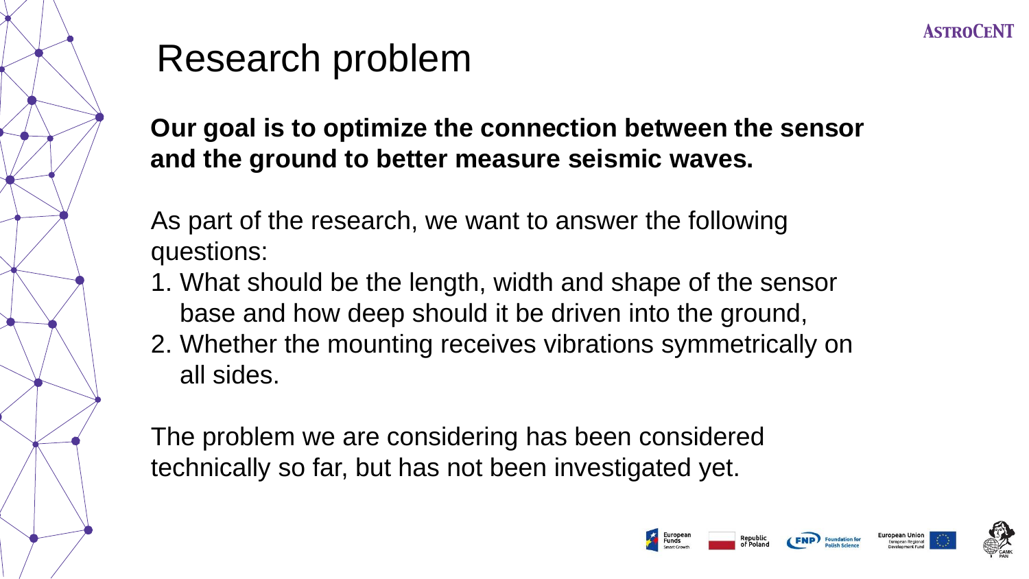# Research problem

**Our goal is to optimize the connection between the sensor and the ground to better measure seismic waves.**

As part of the research, we want to answer the following questions:

1. What should be the length, width and shape of the sensor base and how deep should it be driven into the ground,
2. Whether the mounting receives vibrations symmetrically on all sides.

The problem we are considering has been considered technically so far, but has not been investigated yet.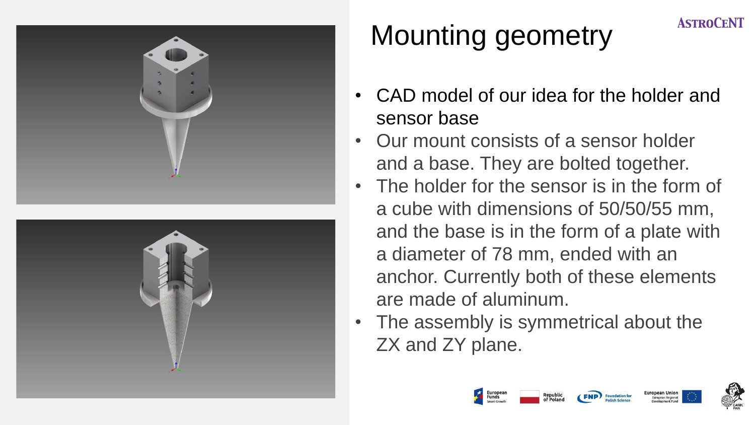# Mounting geometry

- CAD model of our idea for the holder and sensor base
- Our mount consists of a sensor holder and a base. They are bolted together.
- The holder for the sensor is in the form of a cube with dimensions of 50/50/55 mm, and the base is in the form of a plate with a diameter of 78 mm, ended with an anchor. Currently both of these elements are made of aluminum.
- The assembly is symmetrical about the ZX and ZY plane.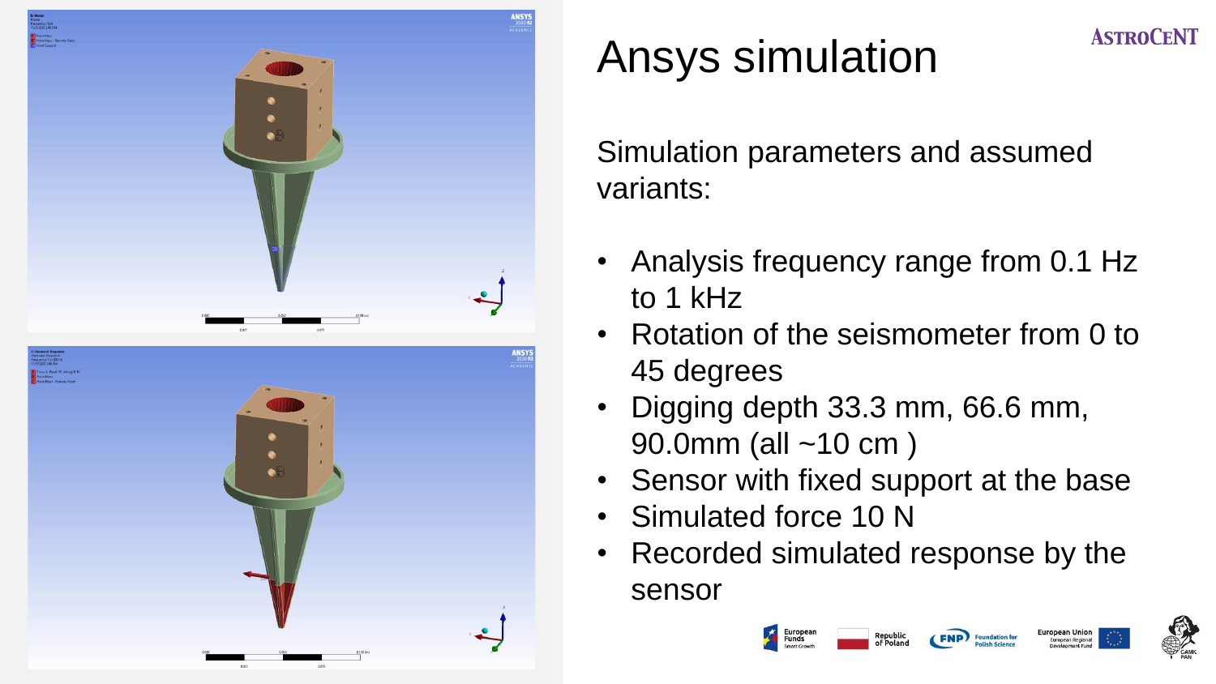# Ansys simulation

Simulation parameters and assumed variants:

- Analysis frequency range from 0.1 Hz to 1 kHz
- Rotation of the seismometer from 0 to 45 degrees
- Digging depth 33.3 mm, 66.6 mm, 90.0mm (all ~10 cm )
- Sensor with fixed support at the base
- Simulated force 10 N
- Recorded simulated response by the sensor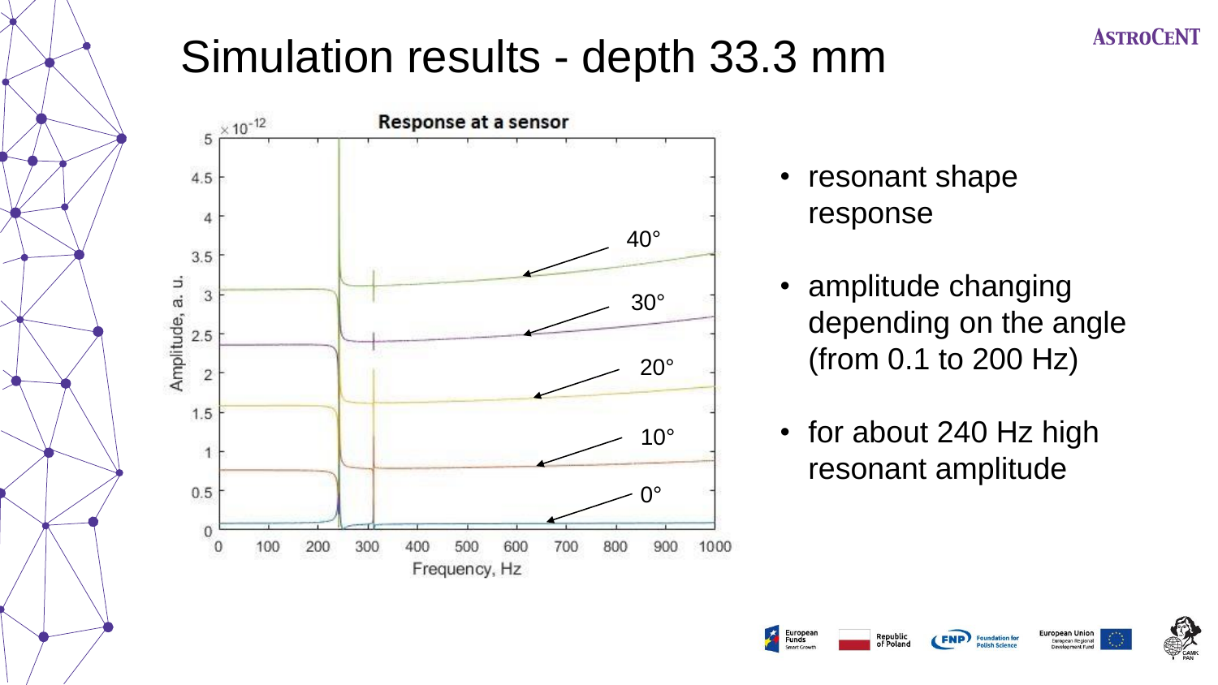# Simulation results - depth 33.3 mm

Response at a sensor

$\times 10^{-12}$

Amplitude, a. u.

Frequency, Hz

40°

30°

20°

10°

0°

- resonant shape response
- amplitude changing depending on the angle (from 0.1 to 200 Hz)
- for about 240 Hz high resonant amplitude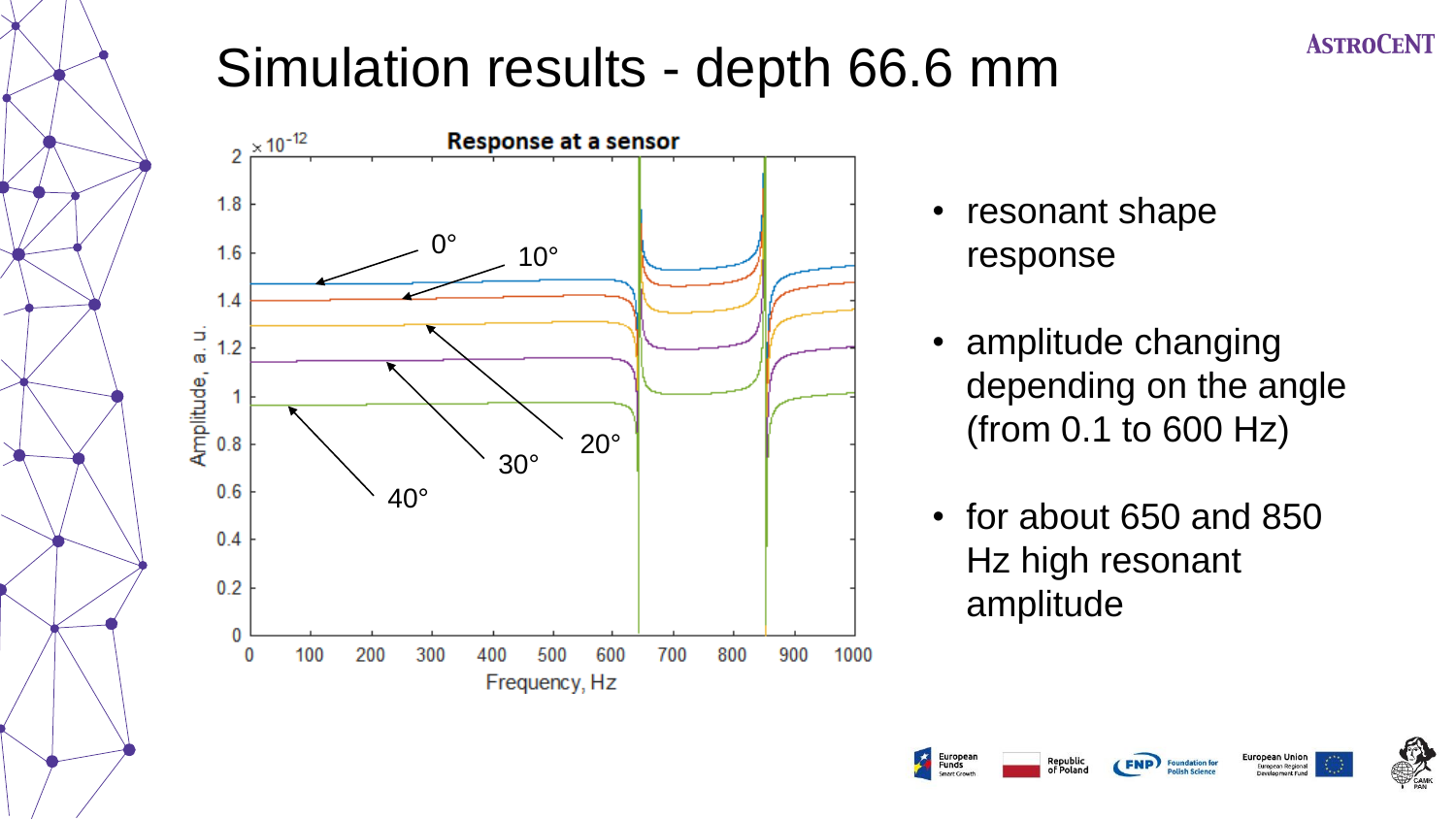# Simulation results - depth 66.6 mm

- resonant shape response
- amplitude changing depending on the angle (from 0.1 to 600 Hz)
- for about 650 and 850 Hz high resonant amplitude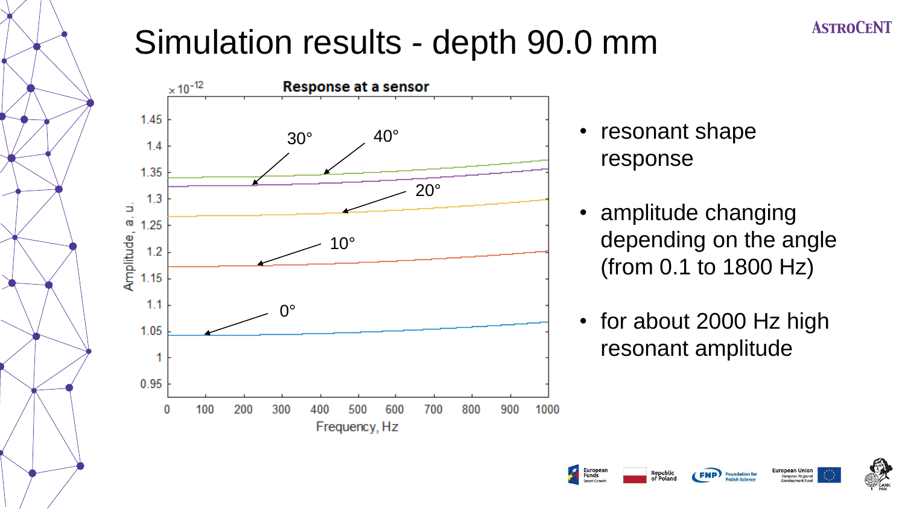# Simulation results - depth 90.0 mm

- resonant shape response
- amplitude changing depending on the angle (from 0.1 to 1800 Hz)
- for about 2000 Hz high resonant amplitude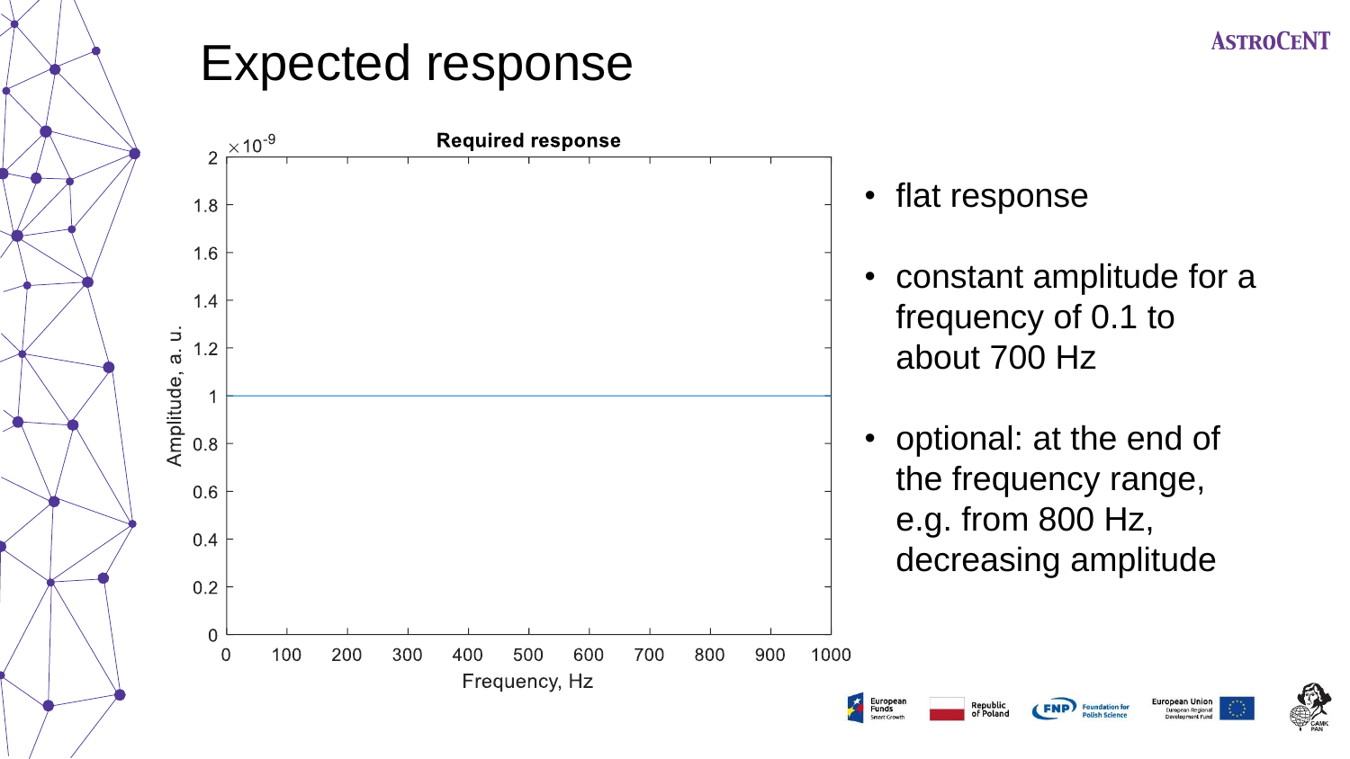# Expected response

- flat response
- constant amplitude for a frequency of 0.1 to about 700 Hz
- optional: at the end of the frequency range, e.g. from 800 Hz, decreasing amplitude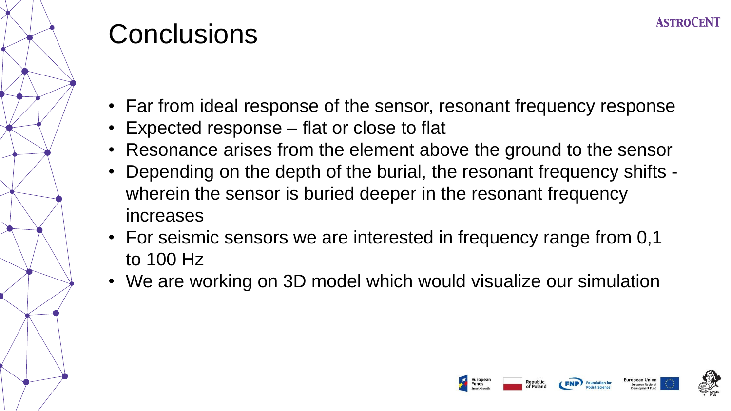# Conclusions

- Far from ideal response of the sensor, resonant frequency response
- Expected response – flat or close to flat
- Resonance arises from the element above the ground to the sensor
- Depending on the depth of the burial, the resonant frequency shifts - wherein the sensor is buried deeper in the resonant frequency increases
- For seismic sensors we are interested in frequency range from 0,1 to 100 Hz
- We are working on 3D model which would visualize our simulation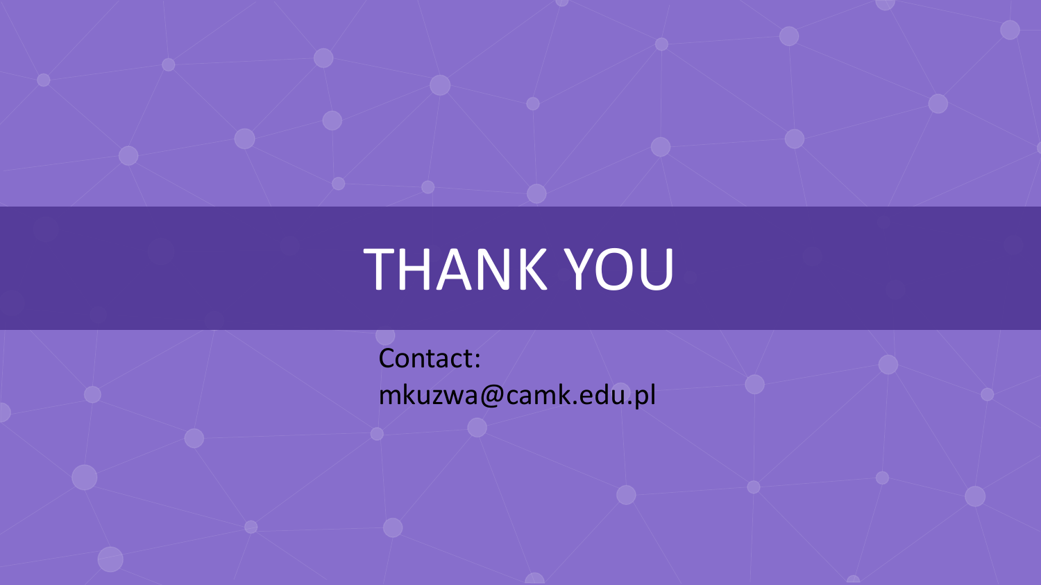# THANK YOU

Contact:
mkuzwa@camk.edu.pl